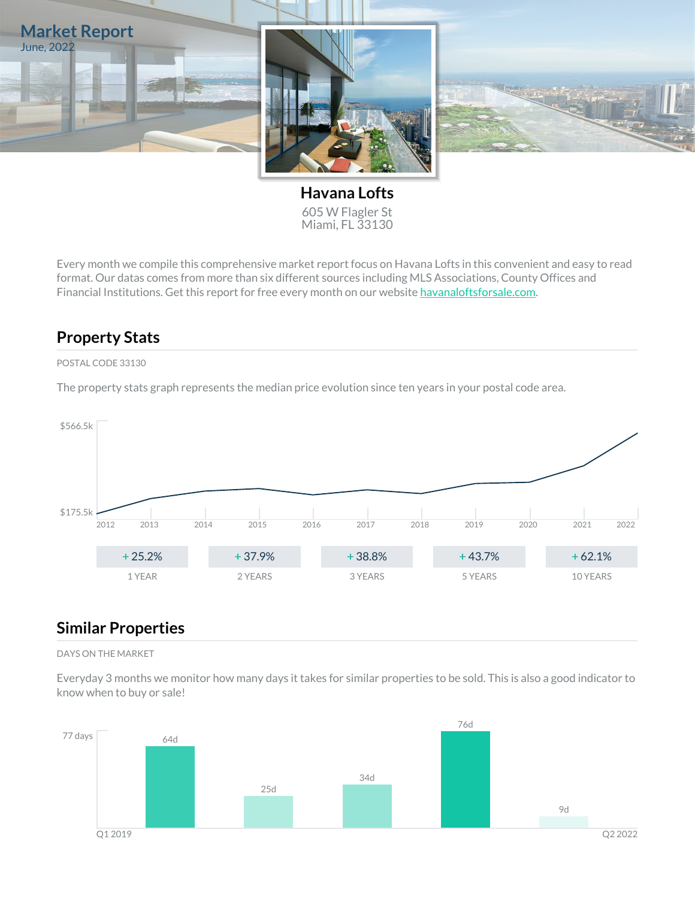# Market Report

June, 2022

## Havana Lofts

605 W Flagler St
Miami, FL 33130

Every month we compile this comprehensive market report focus on Havana Lofts in this convenient and easy to read format. Our datas comes from more than six different sources including MLS Associations, County Offices and Financial Institutions. Get this report for free every month on our website havanaloftsforsale.com.

## Property Stats

POSTAL CODE 33130

The property stats graph represents the median price evolution since ten years in your postal code area.

$566.5k

$175.5k

2012 2013 2014 2015 2016 2017 2018 2019 2020 2021 2022

| + 25.2% | + 37.9% | + 38.8% | + 43.7% | + 62.1% |
|---|---|---|---|---|
| 1 YEAR | 2 YEARS | 3 YEARS | 5 YEARS | 10 YEARS |

## Similar Properties

DAYS ON THE MARKET

Everyday 3 months we monitor how many days it takes for similar properties to be sold. This is also a good indicator to know when to buy or sale!

77 days

64d 25d 34d 76d 9d

Q1 2019 Q2 2022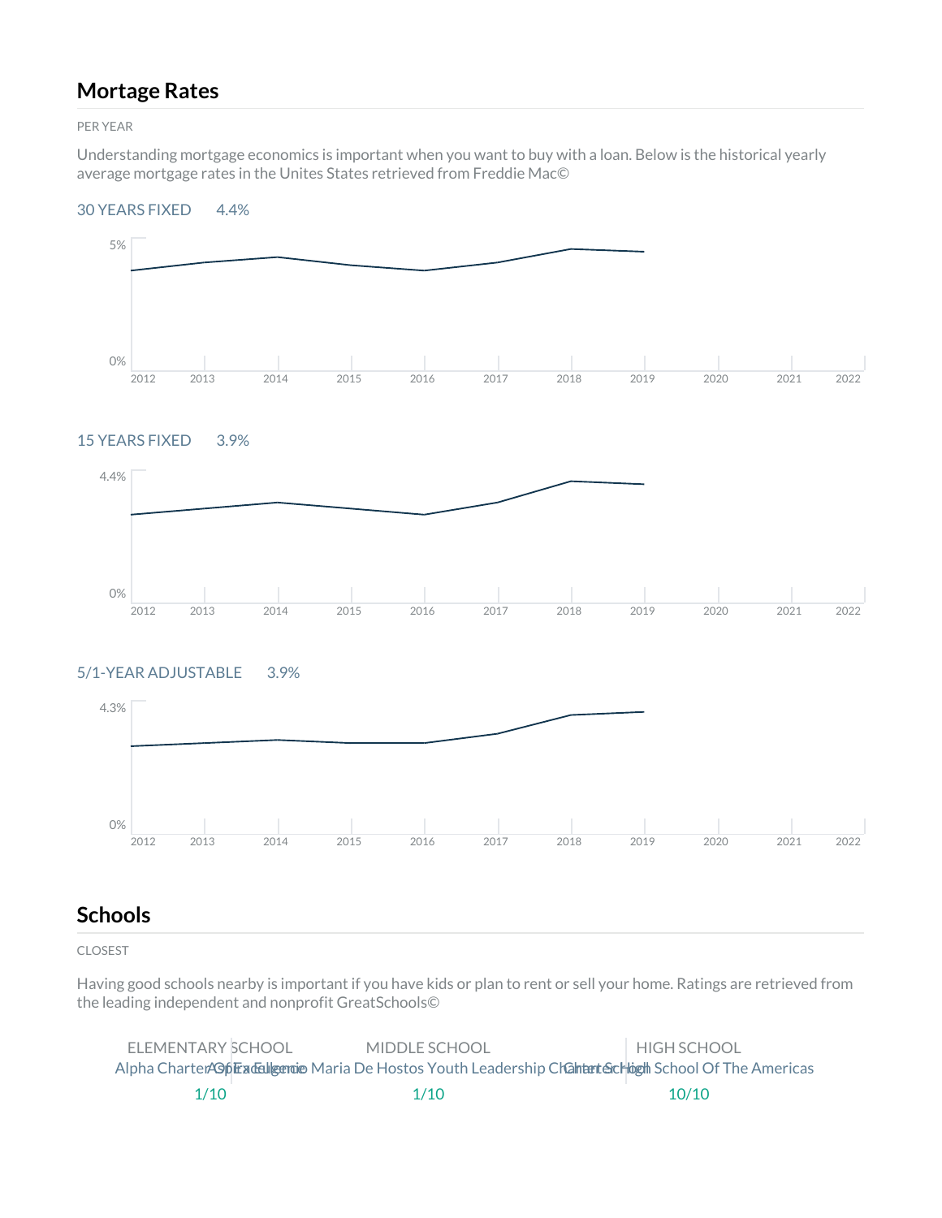## Mortage Rates

PER YEAR

Understanding mortgage economics is important when you want to buy with a loan. Below is the historical yearly average mortgage rates in the Unites States retrieved from Freddie Mac©

30 YEARS FIXED 4.4%

15 YEARS FIXED 3.9%

5/1-YEAR ADJUSTABLE 3.9%

## Schools

CLOSEST

Having good schools nearby is important if you have kids or plan to rent or sell your home. Ratings are retrieved from the leading independent and nonprofit GreatSchools©

| ELEMENTARY SCHOOL | MIDDLE SCHOOL | HIGH SCHOOL |
| --- | --- | --- |
| Alpha Charter Of Excellence | Aspira Eugenio Maria De Hostos Youth Leadership Charter School | Charter High School Of The Americas |
| 1/10 | 1/10 | 10/10 |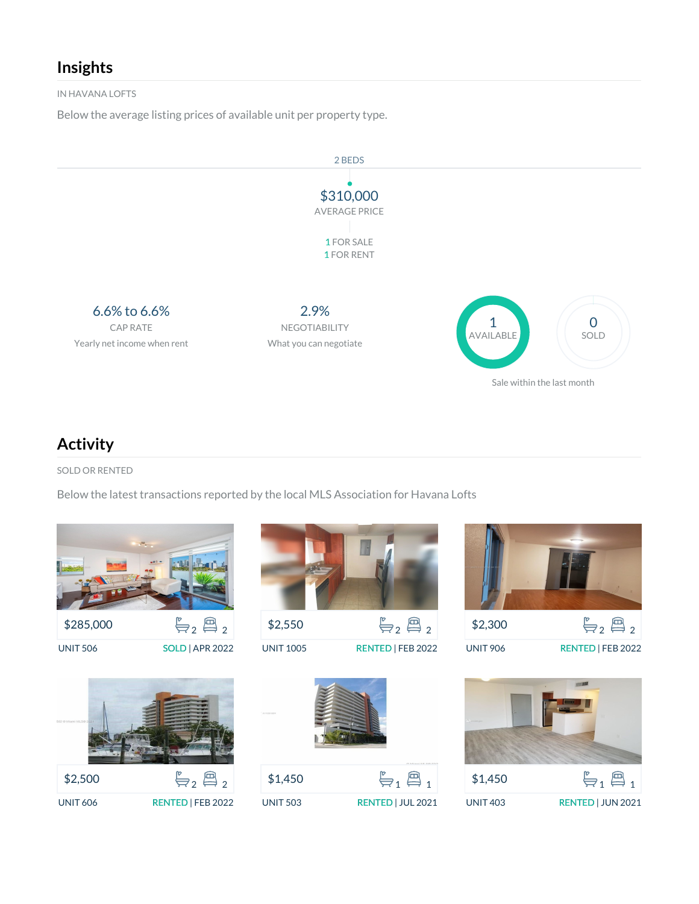## Insights

IN HAVANA LOFTS

Below the average listing prices of available unit per property type.

2 BEDS

$310,000
AVERAGE PRICE

1 FOR SALE
1 FOR RENT

6.6% to 6.6%
CAP RATE
Yearly net income when rent

2.9%
NEGOTIABILITY
What you can negotiate

1
AVAILABLE

0
SOLD

Sale within the last month

## Activity

SOLD OR RENTED

Below the latest transactions reported by the local MLS Association for Havana Lofts

| Price | Baths | Beds | Unit | Status |
| --- | --- | --- | --- | --- |
| $285,000 | 2 | 2 | UNIT 506 | SOLD \| APR 2022 |
| $2,550 | 2 | 2 | UNIT 1005 | RENTED \| FEB 2022 |
| $2,300 | 2 | 2 | UNIT 906 | RENTED \| FEB 2022 |
| $2,500 | 2 | 2 | UNIT 606 | RENTED \| FEB 2022 |
| $1,450 | 1 | 1 | UNIT 503 | RENTED \| JUL 2021 |
| $1,450 | 1 | 1 | UNIT 403 | RENTED \| JUN 2021 |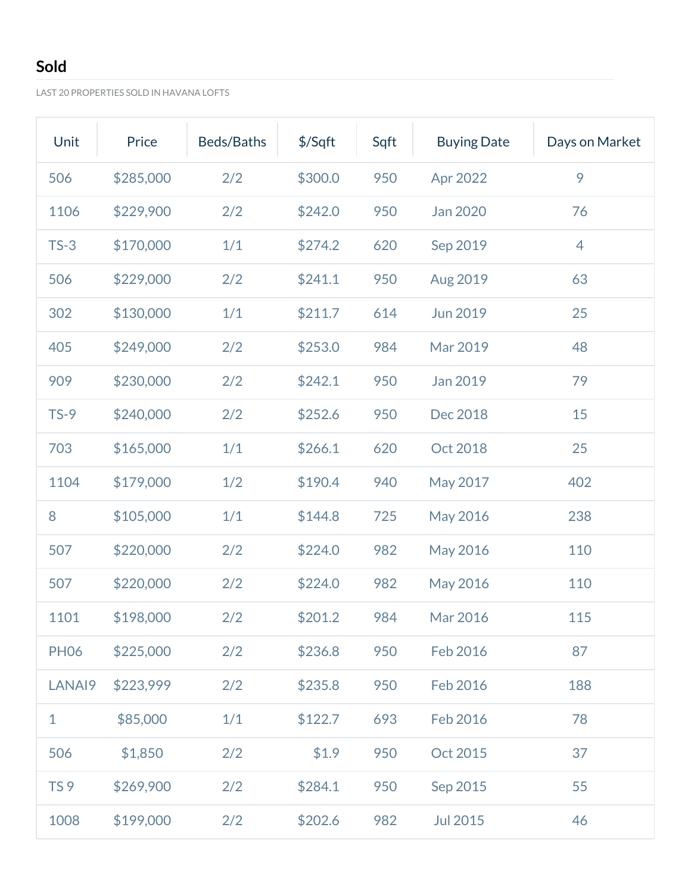## Sold

LAST 20 PROPERTIES SOLD IN HAVANA LOFTS

| Unit | Price | Beds/Baths | $/Sqft | Sqft | Buying Date | Days on Market |
|---|---|---|---|---|---|---|
| 506 | $285,000 | 2/2 | $300.0 | 950 | Apr 2022 | 9 |
| 1106 | $229,900 | 2/2 | $242.0 | 950 | Jan 2020 | 76 |
| TS-3 | $170,000 | 1/1 | $274.2 | 620 | Sep 2019 | 4 |
| 506 | $229,000 | 2/2 | $241.1 | 950 | Aug 2019 | 63 |
| 302 | $130,000 | 1/1 | $211.7 | 614 | Jun 2019 | 25 |
| 405 | $249,000 | 2/2 | $253.0 | 984 | Mar 2019 | 48 |
| 909 | $230,000 | 2/2 | $242.1 | 950 | Jan 2019 | 79 |
| TS-9 | $240,000 | 2/2 | $252.6 | 950 | Dec 2018 | 15 |
| 703 | $165,000 | 1/1 | $266.1 | 620 | Oct 2018 | 25 |
| 1104 | $179,000 | 1/2 | $190.4 | 940 | May 2017 | 402 |
| 8 | $105,000 | 1/1 | $144.8 | 725 | May 2016 | 238 |
| 507 | $220,000 | 2/2 | $224.0 | 982 | May 2016 | 110 |
| 507 | $220,000 | 2/2 | $224.0 | 982 | May 2016 | 110 |
| 1101 | $198,000 | 2/2 | $201.2 | 984 | Mar 2016 | 115 |
| PH06 | $225,000 | 2/2 | $236.8 | 950 | Feb 2016 | 87 |
| LANAI9 | $223,999 | 2/2 | $235.8 | 950 | Feb 2016 | 188 |
| 1 | $85,000 | 1/1 | $122.7 | 693 | Feb 2016 | 78 |
| 506 | $1,850 | 2/2 | $1.9 | 950 | Oct 2015 | 37 |
| TS 9 | $269,900 | 2/2 | $284.1 | 950 | Sep 2015 | 55 |
| 1008 | $199,000 | 2/2 | $202.6 | 982 | Jul 2015 | 46 |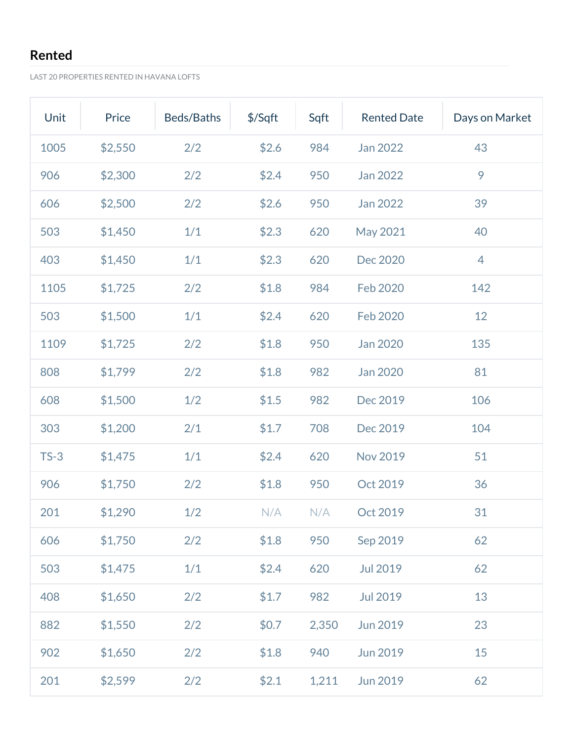## Rented

LAST 20 PROPERTIES RENTED IN HAVANA LOFTS

| Unit | Price | Beds/Baths | $/Sqft | Sqft | Rented Date | Days on Market |
|---|---|---|---|---|---|---|
| 1005 | $2,550 | 2/2 | $2.6 | 984 | Jan 2022 | 43 |
| 906 | $2,300 | 2/2 | $2.4 | 950 | Jan 2022 | 9 |
| 606 | $2,500 | 2/2 | $2.6 | 950 | Jan 2022 | 39 |
| 503 | $1,450 | 1/1 | $2.3 | 620 | May 2021 | 40 |
| 403 | $1,450 | 1/1 | $2.3 | 620 | Dec 2020 | 4 |
| 1105 | $1,725 | 2/2 | $1.8 | 984 | Feb 2020 | 142 |
| 503 | $1,500 | 1/1 | $2.4 | 620 | Feb 2020 | 12 |
| 1109 | $1,725 | 2/2 | $1.8 | 950 | Jan 2020 | 135 |
| 808 | $1,799 | 2/2 | $1.8 | 982 | Jan 2020 | 81 |
| 608 | $1,500 | 1/2 | $1.5 | 982 | Dec 2019 | 106 |
| 303 | $1,200 | 2/1 | $1.7 | 708 | Dec 2019 | 104 |
| TS-3 | $1,475 | 1/1 | $2.4 | 620 | Nov 2019 | 51 |
| 906 | $1,750 | 2/2 | $1.8 | 950 | Oct 2019 | 36 |
| 201 | $1,290 | 1/2 | N/A | N/A | Oct 2019 | 31 |
| 606 | $1,750 | 2/2 | $1.8 | 950 | Sep 2019 | 62 |
| 503 | $1,475 | 1/1 | $2.4 | 620 | Jul 2019 | 62 |
| 408 | $1,650 | 2/2 | $1.7 | 982 | Jul 2019 | 13 |
| 882 | $1,550 | 2/2 | $0.7 | 2,350 | Jun 2019 | 23 |
| 902 | $1,650 | 2/2 | $1.8 | 940 | Jun 2019 | 15 |
| 201 | $2,599 | 2/2 | $2.1 | 1,211 | Jun 2019 | 62 |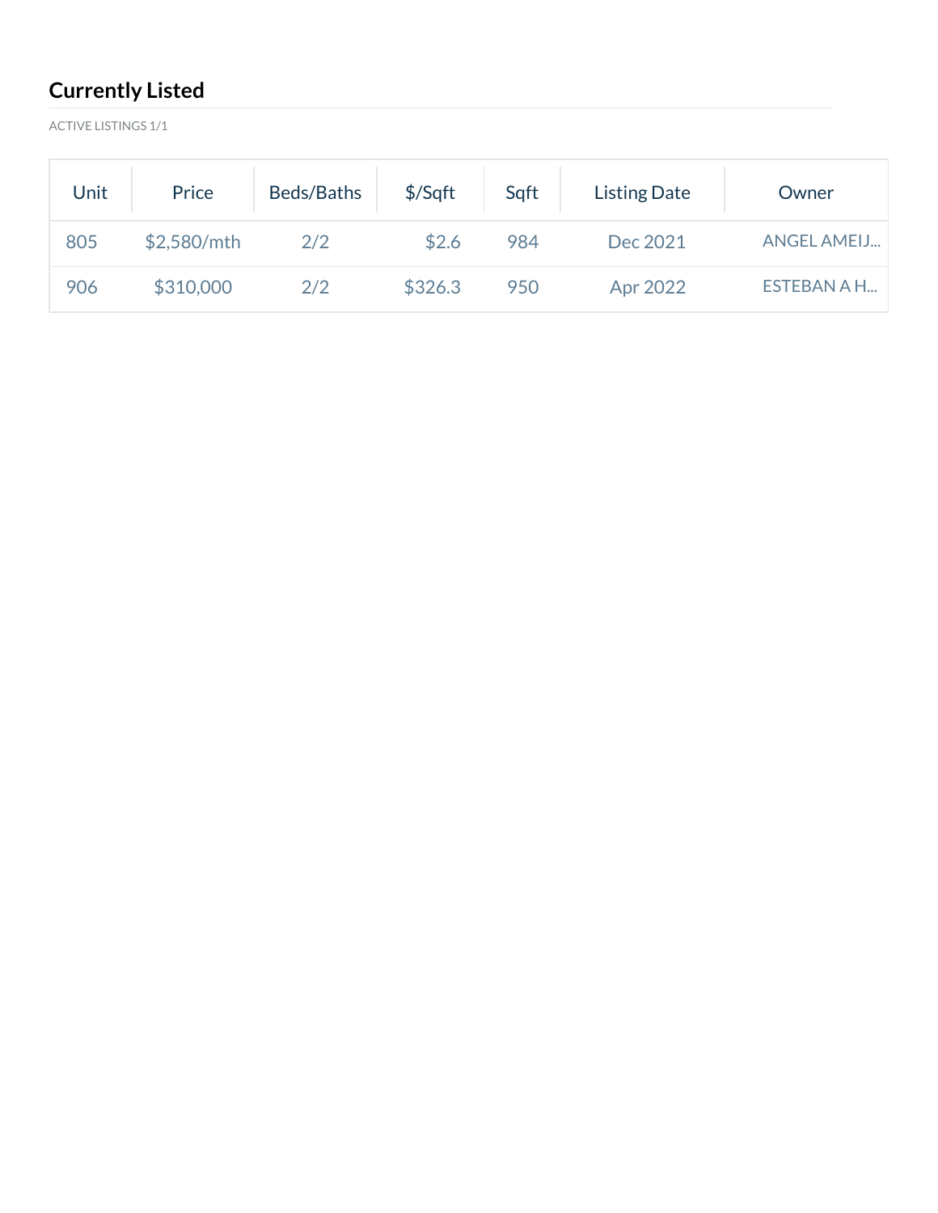## Currently Listed

ACTIVE LISTINGS 1/1

| Unit | Price | Beds/Baths | $/Sqft | Sqft | Listing Date | Owner |
|---|---|---|---|---|---|---|
| 805 | $2,580/mth | 2/2 | $2.6 | 984 | Dec 2021 | ANGEL AMEIJ... |
| 906 | $310,000 | 2/2 | $326.3 | 950 | Apr 2022 | ESTEBAN A H... |